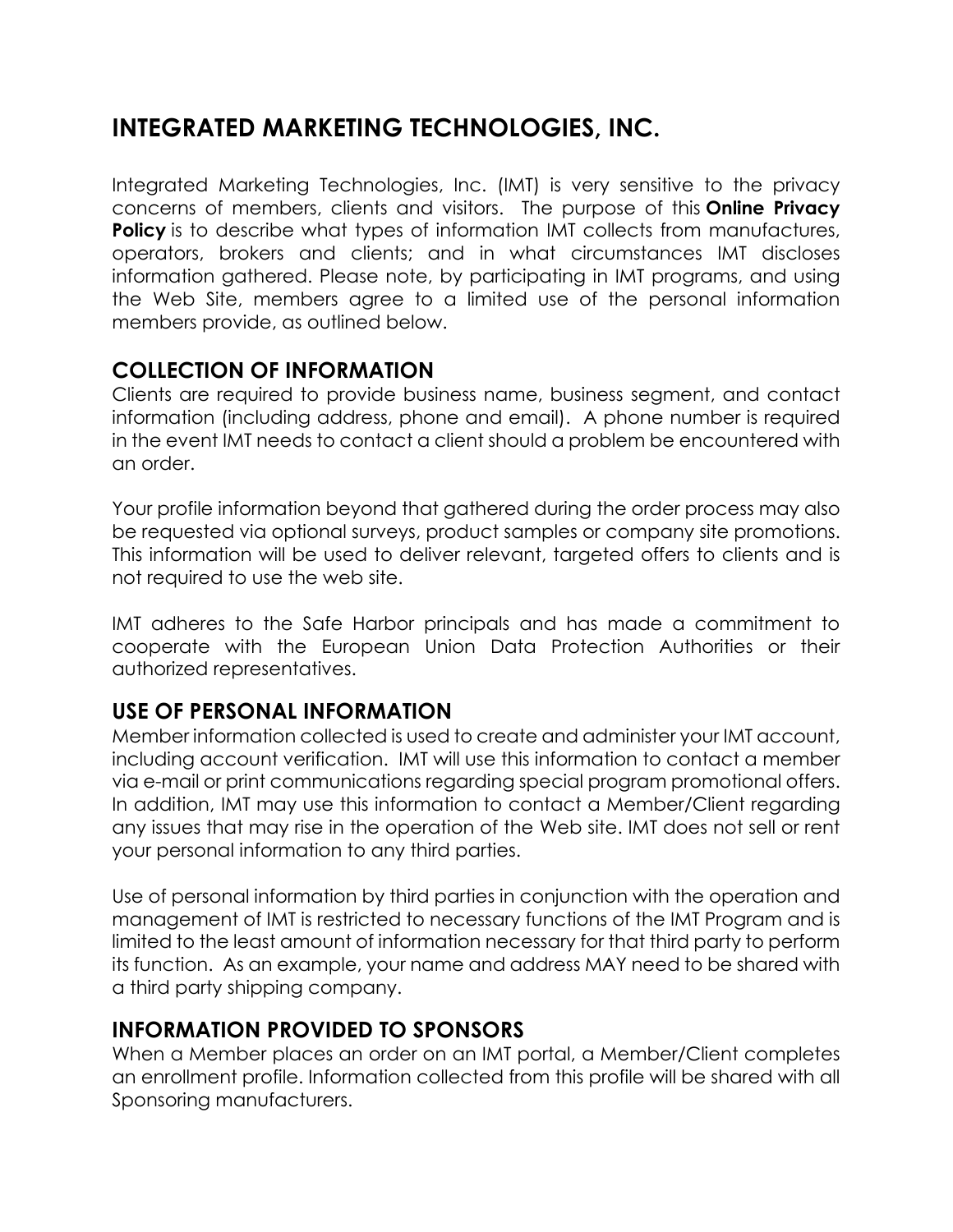# INTEGRATED MARKETING TECHNOLOGIES, INC.

Integrated Marketing Technologies, Inc. (IMT) is very sensitive to the privacy concerns of members, clients and visitors. The purpose of this **Online Privacy Policy** is to describe what types of information IMT collects from manufactures, operators, brokers and clients; and in what circumstances IMT discloses information gathered. Please note, by participating in IMT programs, and using the Web Site, members agree to a limited use of the personal information members provide, as outlined below.

## COLLECTION OF INFORMATION

Clients are required to provide business name, business segment, and contact information (including address, phone and email). A phone number is required in the event IMT needs to contact a client should a problem be encountered with an order.

Your profile information beyond that gathered during the order process may also be requested via optional surveys, product samples or company site promotions. This information will be used to deliver relevant, targeted offers to clients and is not required to use the web site.

IMT adheres to the Safe Harbor principals and has made a commitment to cooperate with the European Union Data Protection Authorities or their authorized representatives.

## USE OF PERSONAL INFORMATION

Member information collected is used to create and administer your IMT account, including account verification. IMT will use this information to contact a member via e-mail or print communications regarding special program promotional offers. In addition, IMT may use this information to contact a Member/Client regarding any issues that may rise in the operation of the Web site. IMT does not sell or rent your personal information to any third parties.

Use of personal information by third parties in conjunction with the operation and management of IMT is restricted to necessary functions of the IMT Program and is limited to the least amount of information necessary for that third party to perform its function. As an example, your name and address MAY need to be shared with a third party shipping company.

## INFORMATION PROVIDED TO SPONSORS

When a Member places an order on an IMT portal, a Member/Client completes an enrollment profile. Information collected from this profile will be shared with all Sponsoring manufacturers.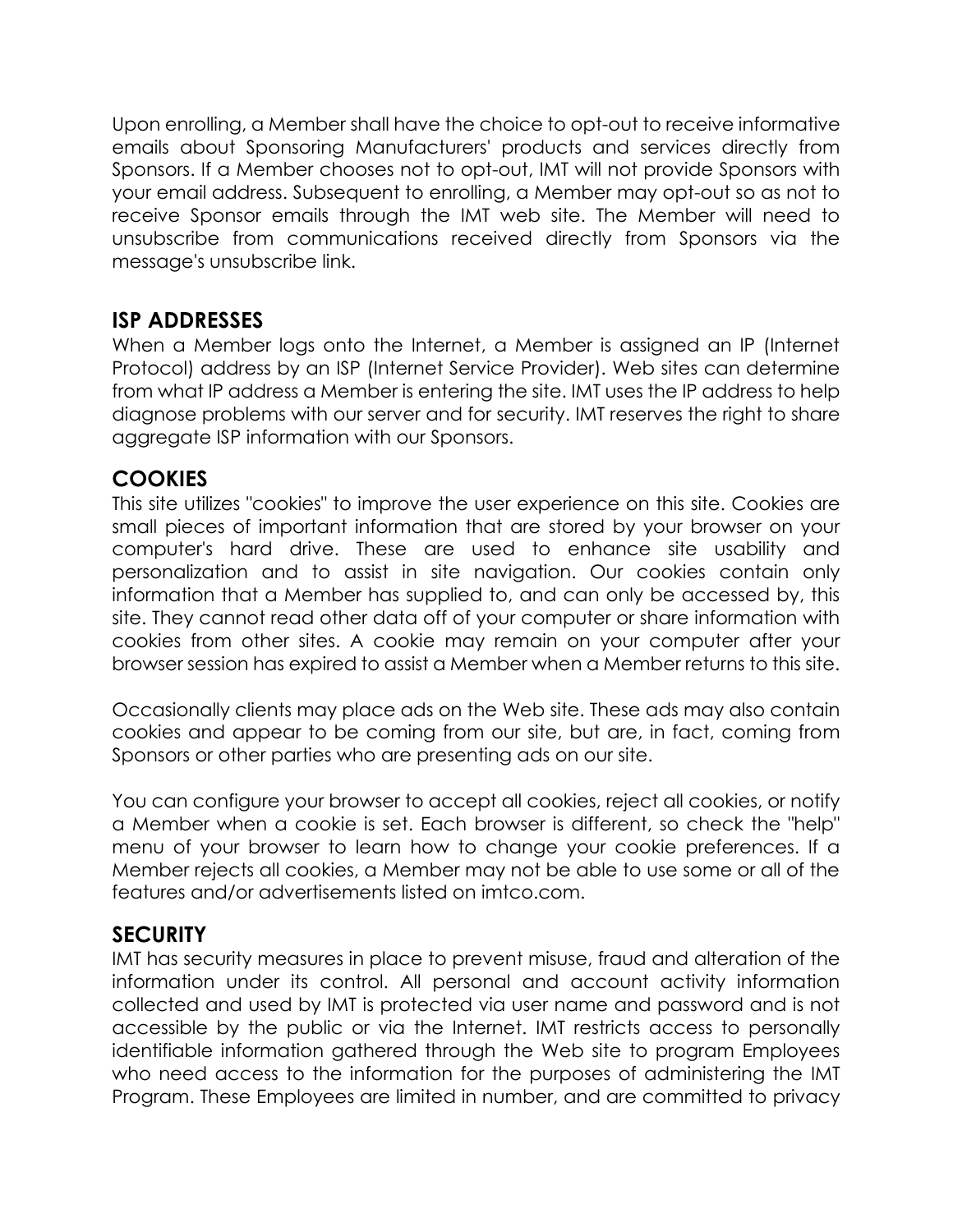Upon enrolling, a Member shall have the choice to opt-out to receive informative emails about Sponsoring Manufacturers' products and services directly from Sponsors. If a Member chooses not to opt-out, IMT will not provide Sponsors with your email address. Subsequent to enrolling, a Member may opt-out so as not to receive Sponsor emails through the IMT web site. The Member will need to unsubscribe from communications received directly from Sponsors via the message's unsubscribe link.

## ISP ADDRESSES

When a Member logs onto the Internet, a Member is assigned an IP (Internet Protocol) address by an ISP (Internet Service Provider). Web sites can determine from what IP address a Member is entering the site. IMT uses the IP address to help diagnose problems with our server and for security. IMT reserves the right to share aggregate ISP information with our Sponsors.

## COOKIES

This site utilizes "cookies" to improve the user experience on this site. Cookies are small pieces of important information that are stored by your browser on your computer's hard drive. These are used to enhance site usability and personalization and to assist in site navigation. Our cookies contain only information that a Member has supplied to, and can only be accessed by, this site. They cannot read other data off of your computer or share information with cookies from other sites. A cookie may remain on your computer after your browser session has expired to assist a Member when a Member returns to this site.

Occasionally clients may place ads on the Web site. These ads may also contain cookies and appear to be coming from our site, but are, in fact, coming from Sponsors or other parties who are presenting ads on our site.

You can configure your browser to accept all cookies, reject all cookies, or notify a Member when a cookie is set. Each browser is different, so check the "help" menu of your browser to learn how to change your cookie preferences. If a Member rejects all cookies, a Member may not be able to use some or all of the features and/or advertisements listed on imtco.com.

## SECURITY

IMT has security measures in place to prevent misuse, fraud and alteration of the information under its control. All personal and account activity information collected and used by IMT is protected via user name and password and is not accessible by the public or via the Internet. IMT restricts access to personally identifiable information gathered through the Web site to program Employees who need access to the information for the purposes of administering the IMT Program. These Employees are limited in number, and are committed to privacy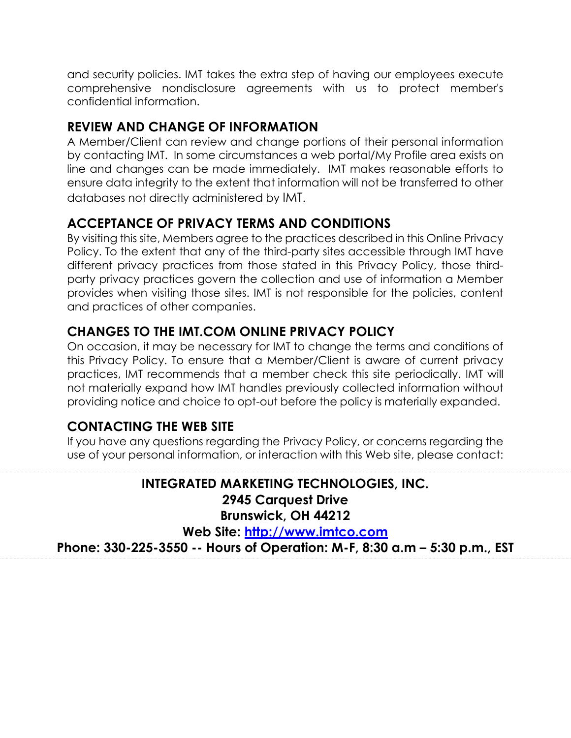and security policies. IMT takes the extra step of having our employees execute comprehensive nondisclosure agreements with us to protect member's confidential information.

## REVIEW AND CHANGE OF INFORMATION

A Member/Client can review and change portions of their personal information by contacting IMT. In some circumstances a web portal/My Profile area exists on line and changes can be made immediately. IMT makes reasonable efforts to ensure data integrity to the extent that information will not be transferred to other databases not directly administered by IMT.

## ACCEPTANCE OF PRIVACY TERMS AND CONDITIONS

By visiting this site, Members agree to the practices described in this Online Privacy Policy. To the extent that any of the third-party sites accessible through IMT have different privacy practices from those stated in this Privacy Policy, those third-party privacy practices govern the collection and use of information a Member provides when visiting those sites. IMT is not responsible for the policies, content and practices of other companies.

## CHANGES TO THE IMT.COM ONLINE PRIVACY POLICY

On occasion, it may be necessary for IMT to change the terms and conditions of this Privacy Policy. To ensure that a Member/Client is aware of current privacy practices, IMT recommends that a member check this site periodically. IMT will not materially expand how IMT handles previously collected information without providing notice and choice to opt-out before the policy is materially expanded.

## CONTACTING THE WEB SITE

If you have any questions regarding the Privacy Policy, or concerns regarding the use of your personal information, or interaction with this Web site, please contact:

**INTEGRATED MARKETING TECHNOLOGIES, INC.**
**2945 Carquest Drive**
**Brunswick, OH 44212**
**Web Site: [http://www.imtco.com](http://www.imtco.com)**
**Phone: 330-225-3550 -- Hours of Operation: M-F, 8:30 a.m – 5:30 p.m., EST**